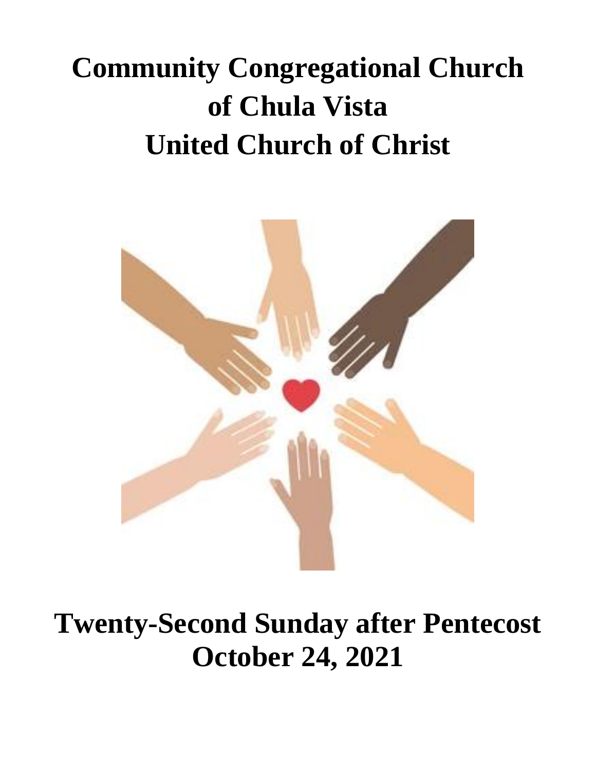# Community Congregational Church of Chula Vista United Church of Christ

# Twenty-Second Sunday after Pentecost October 24, 2021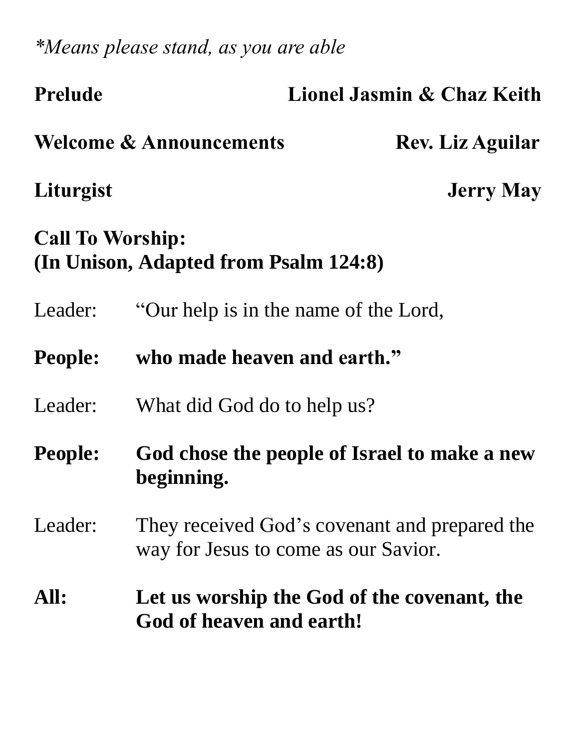*\*Means please stand, as you are able*

**Prelude** **Lionel Jasmin & Chaz Keith**

**Welcome & Announcements** **Rev. Liz Aguilar**

**Liturgist** **Jerry May**

**Call To Worship:**
**(In Unison, Adapted from Psalm 124:8)**

Leader: “Our help is in the name of the Lord,

**People: who made heaven and earth.”**

Leader: What did God do to help us?

**People: God chose the people of Israel to make a new beginning.**

Leader: They received God’s covenant and prepared the way for Jesus to come as our Savior.

**All: Let us worship the God of the covenant, the God of heaven and earth!**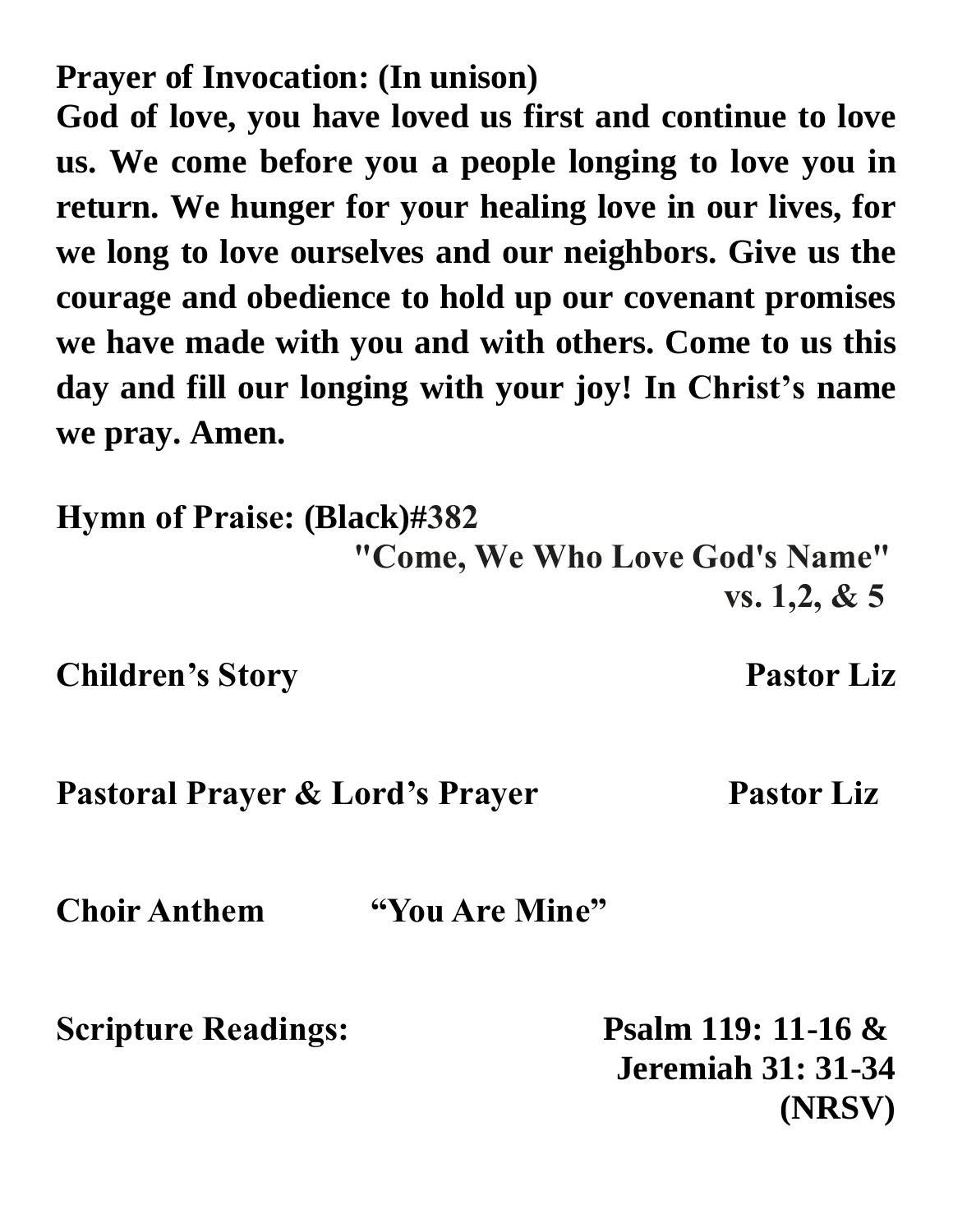**Prayer of Invocation: (In unison)**

**God of love, you have loved us first and continue to love us. We come before you a people longing to love you in return. We hunger for your healing love in our lives, for we long to love ourselves and our neighbors. Give us the courage and obedience to hold up our covenant promises we have made with you and with others. Come to us this day and fill our longing with your joy! In Christ's name we pray. Amen.**

**Hymn of Praise: (Black)#382**
**"Come, We Who Love God's Name"**
**vs. 1,2, & 5**

**Children's Story** **Pastor Liz**

**Pastoral Prayer & Lord's Prayer** **Pastor Liz**

**Choir Anthem** **"You Are Mine"**

**Scripture Readings:** **Psalm 119: 11-16 &**
**Jeremiah 31: 31-34**
**(NRSV)**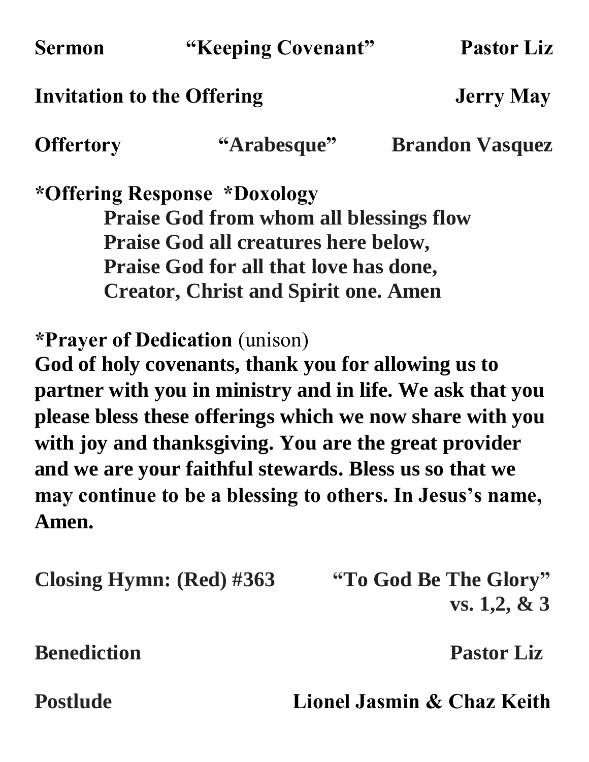**Sermon** **"Keeping Covenant"** **Pastor Liz**

**Invitation to the Offering** **Jerry May**

**Offertory** **"Arabesque"** **Brandon Vasquez**

**\*Offering Response \*Doxology**

**Praise God from whom all blessings flow**
**Praise God all creatures here below,**
**Praise God for all that love has done,**
**Creator, Christ and Spirit one. Amen**

**\*Prayer of Dedication** (unison)

**God of holy covenants, thank you for allowing us to partner with you in ministry and in life. We ask that you please bless these offerings which we now share with you with joy and thanksgiving. You are the great provider and we are your faithful stewards. Bless us so that we may continue to be a blessing to others. In Jesus's name, Amen.**

**Closing Hymn: (Red) #363** **"To God Be The Glory"**
**vs. 1,2, & 3**

**Benediction** **Pastor Liz**

**Postlude** **Lionel Jasmin & Chaz Keith**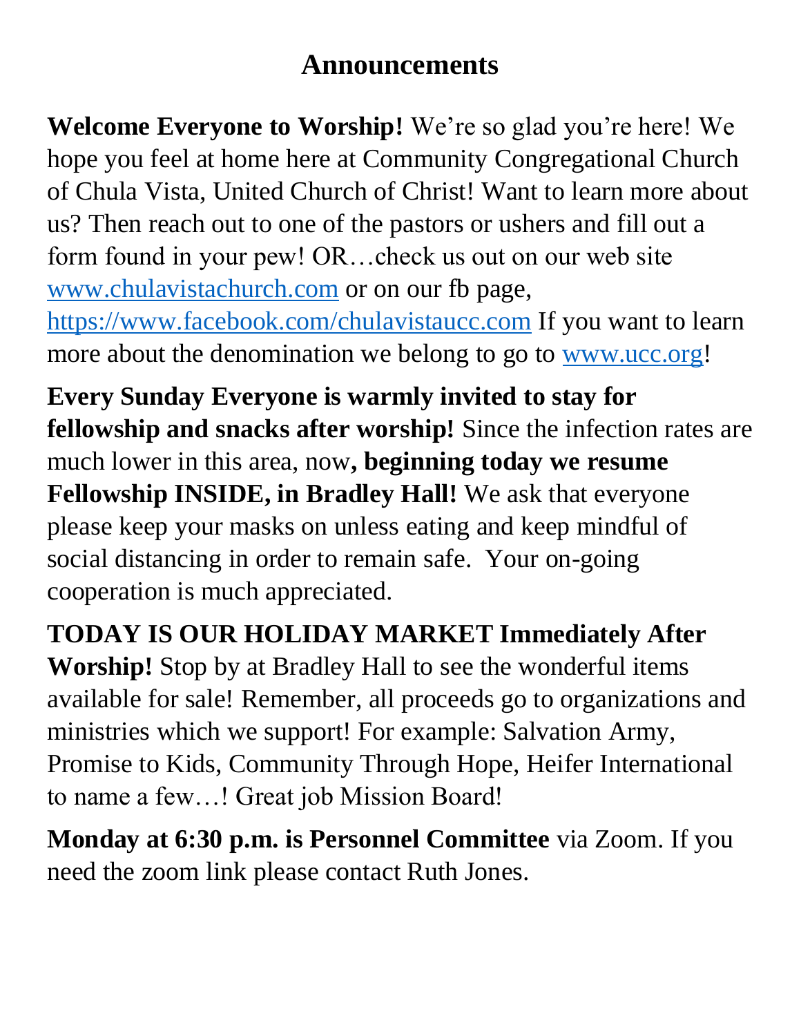# Announcements

**Welcome Everyone to Worship!** We're so glad you're here! We hope you feel at home here at Community Congregational Church of Chula Vista, United Church of Christ! Want to learn more about us? Then reach out to one of the pastors or ushers and fill out a form found in your pew! OR…check us out on our web site [www.chulavistachurch.com](http://www.chulavistachurch.com) or on our fb page, [https://www.facebook.com/chulavistaucc.com](https://www.facebook.com/chulavistaucc.com) If you want to learn more about the denomination we belong to go to [www.ucc.org](http://www.ucc.org)!

**Every Sunday Everyone is warmly invited to stay for fellowship and snacks after worship!** Since the infection rates are much lower in this area, now**, beginning today we resume Fellowship INSIDE, in Bradley Hall!** We ask that everyone please keep your masks on unless eating and keep mindful of social distancing in order to remain safe. Your on-going cooperation is much appreciated.

**TODAY IS OUR HOLIDAY MARKET Immediately After Worship!** Stop by at Bradley Hall to see the wonderful items available for sale! Remember, all proceeds go to organizations and ministries which we support! For example: Salvation Army, Promise to Kids, Community Through Hope, Heifer International to name a few…! Great job Mission Board!

**Monday at 6:30 p.m. is Personnel Committee** via Zoom. If you need the zoom link please contact Ruth Jones.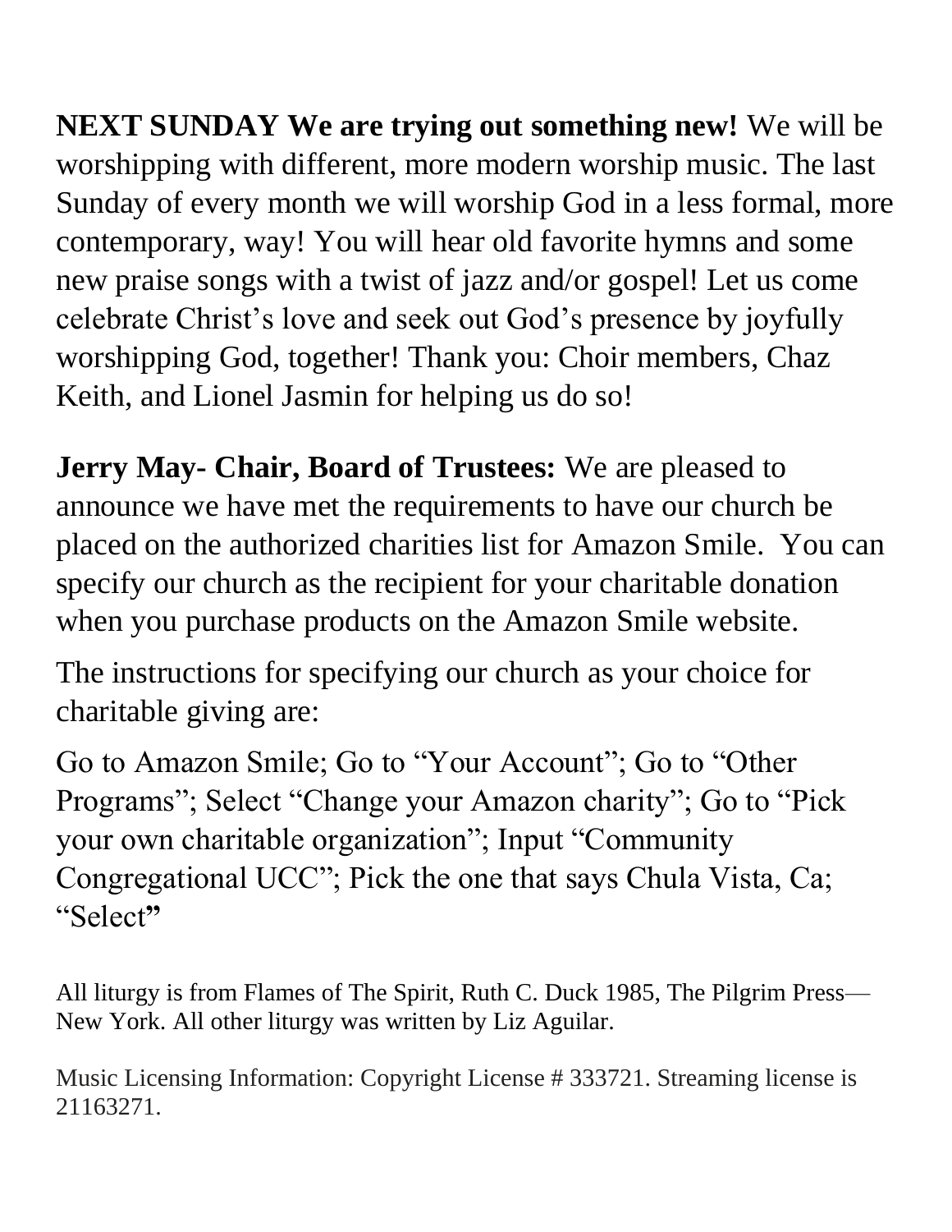**NEXT SUNDAY We are trying out something new!** We will be worshipping with different, more modern worship music. The last Sunday of every month we will worship God in a less formal, more contemporary, way! You will hear old favorite hymns and some new praise songs with a twist of jazz and/or gospel! Let us come celebrate Christ's love and seek out God's presence by joyfully worshipping God, together! Thank you: Choir members, Chaz Keith, and Lionel Jasmin for helping us do so!

**Jerry May- Chair, Board of Trustees:** We are pleased to announce we have met the requirements to have our church be placed on the authorized charities list for Amazon Smile. You can specify our church as the recipient for your charitable donation when you purchase products on the Amazon Smile website.

The instructions for specifying our church as your choice for charitable giving are:

Go to Amazon Smile; Go to "Your Account"; Go to "Other Programs"; Select "Change your Amazon charity"; Go to "Pick your own charitable organization"; Input "Community Congregational UCC"; Pick the one that says Chula Vista, Ca; "Select"

All liturgy is from Flames of The Spirit, Ruth C. Duck 1985, The Pilgrim Press—New York. All other liturgy was written by Liz Aguilar.

Music Licensing Information: Copyright License # 333721. Streaming license is 21163271.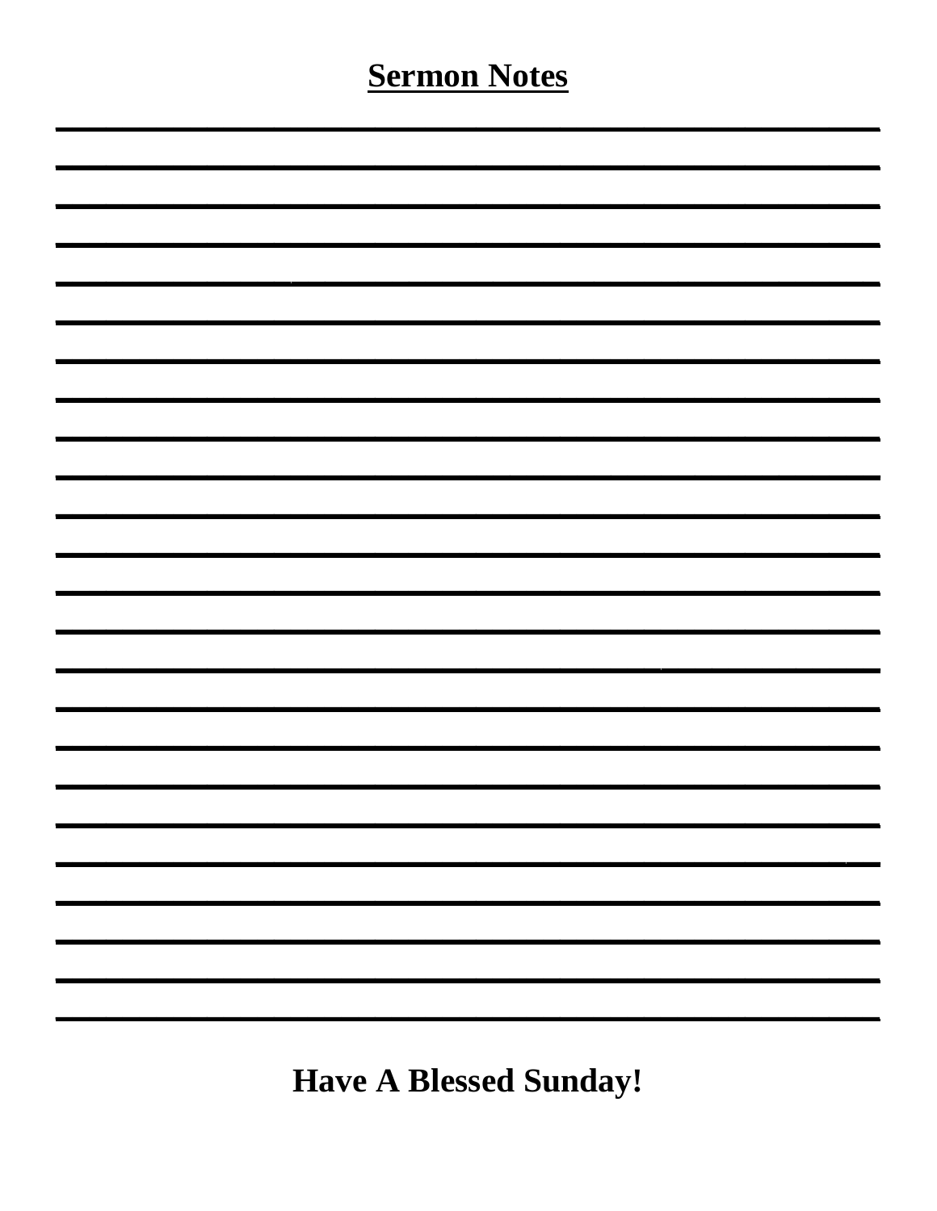# Sermon Notes

**Have A Blessed Sunday!**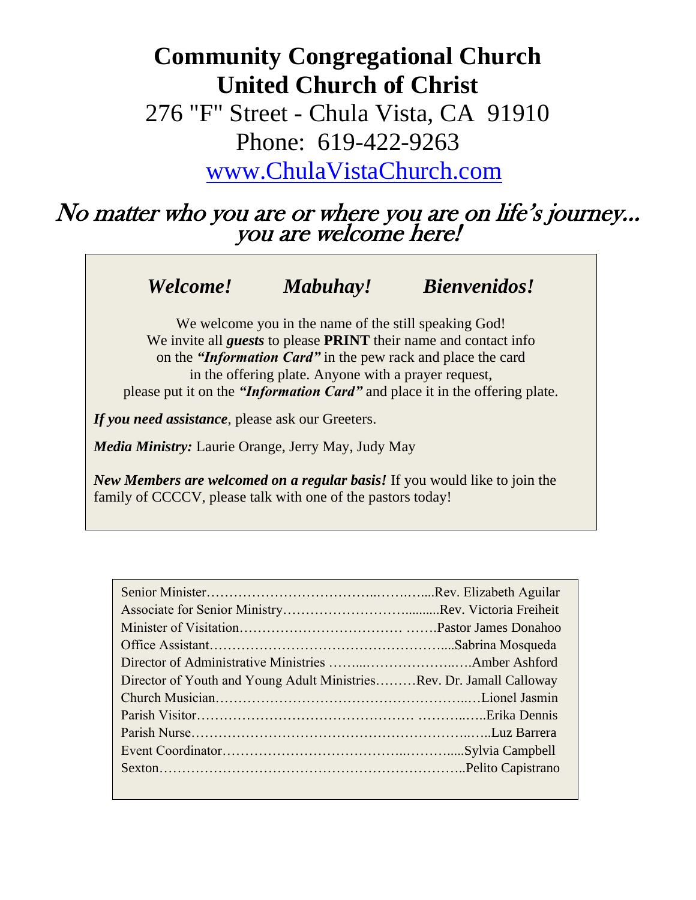# Community Congregational Church
# United Church of Christ

276 "F" Street - Chula Vista, CA 91910

Phone: 619-422-9263

www.ChulaVistaChurch.com

*No matter who you are or where you are on life's journey... you are welcome here!*

***Welcome!*** ***Mabuhay!*** ***Bienvenidos!***

We welcome you in the name of the still speaking God! We invite all ***guests*** to please **PRINT** their name and contact info on the ***"Information Card"*** in the pew rack and place the card in the offering plate. Anyone with a prayer request, please put it on the ***"Information Card"*** and place it in the offering plate.

***If you need assistance***, please ask our Greeters.

***Media Ministry:*** Laurie Orange, Jerry May, Judy May

***New Members are welcomed on a regular basis!*** If you would like to join the family of CCCCV, please talk with one of the pastors today!

Senior Minister……………………………..……….....Rev. Elizabeth Aguilar
Associate for Senior Ministry……………………….........Rev. Victoria Freiheit
Minister of Visitation……………………………… …….Pastor James Donahoo
Office Assistant…………………………………………....Sabrina Mosqueda
Director of Administrative Ministries ……...………………..….Amber Ashford
Director of Youth and Young Adult Ministries………Rev. Dr. Jamall Calloway
Church Musician……………………………………………..…Lionel Jasmin
Parish Visitor……………………………………… ………..…..Erika Dennis
Parish Nurse……….…………….…………………………..…..Luz Barrera
Event Coordinator………………………………..……….....Sylvia Campbell
Sexton………………………………………………………..Pelito Capistrano